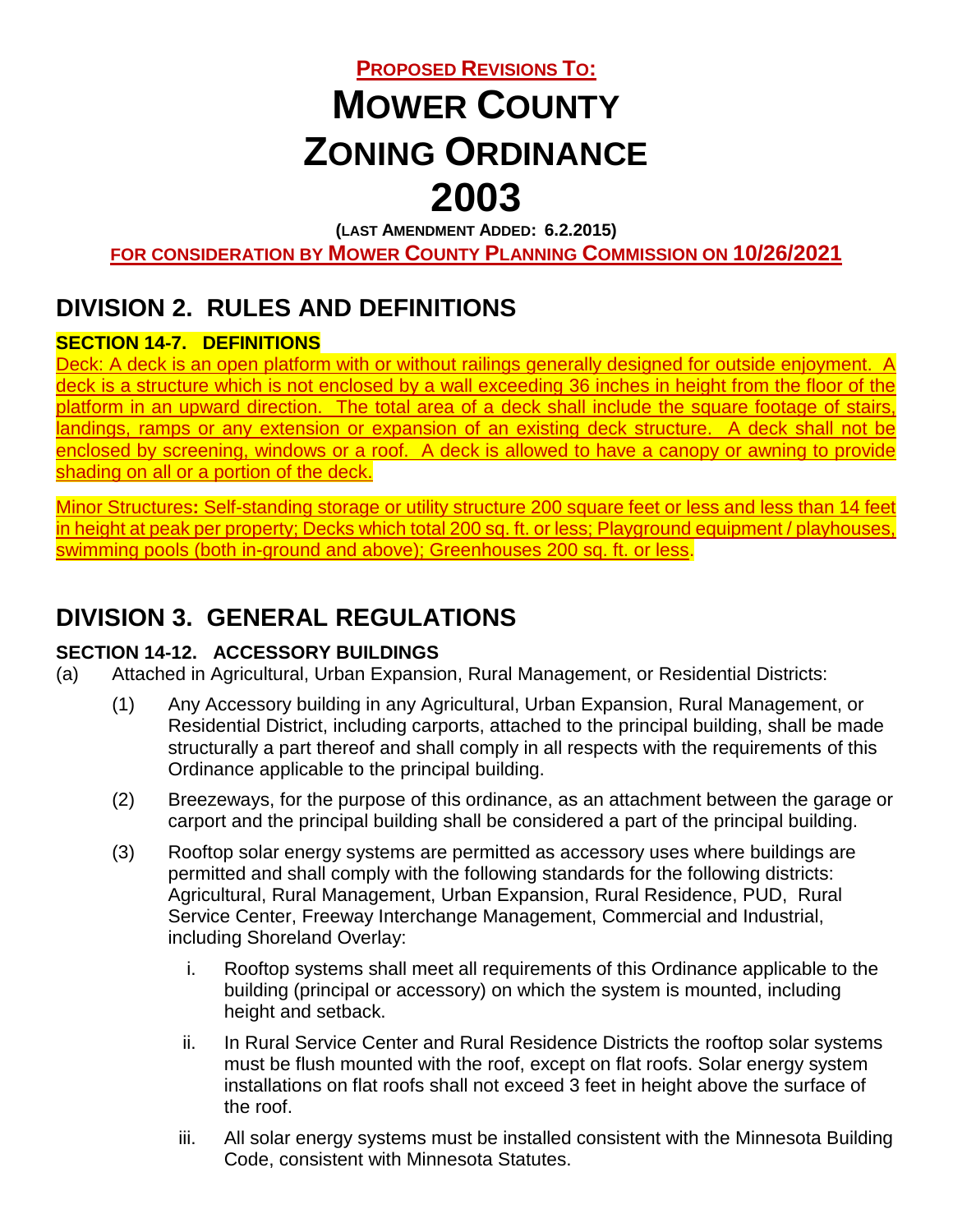**PROPOSED REVISIONS TO:**

# MOWER COUNTY ZONING ORDINANCE 2003

**(LAST AMENDMENT ADDED: 6.2.2015)**

**FOR CONSIDERATION BY MOWER COUNTY PLANNING COMMISSION ON 10/26/2021**

## DIVISION 2. RULES AND DEFINITIONS

### SECTION 14-7. DEFINITIONS

Deck: A deck is an open platform with or without railings generally designed for outside enjoyment. A deck is a structure which is not enclosed by a wall exceeding 36 inches in height from the floor of the platform in an upward direction. The total area of a deck shall include the square footage of stairs, landings, ramps or any extension or expansion of an existing deck structure. A deck shall not be enclosed by screening, windows or a roof. A deck is allowed to have a canopy or awning to provide shading on all or a portion of the deck.

Minor Structures: Self-standing storage or utility structure 200 square feet or less and less than 14 feet in height at peak per property; Decks which total 200 sq. ft. or less; Playground equipment / playhouses, swimming pools (both in-ground and above); Greenhouses 200 sq. ft. or less.

## DIVISION 3. GENERAL REGULATIONS

### SECTION 14-12. ACCESSORY BUILDINGS

(a) Attached in Agricultural, Urban Expansion, Rural Management, or Residential Districts:

(1) Any Accessory building in any Agricultural, Urban Expansion, Rural Management, or Residential District, including carports, attached to the principal building, shall be made structurally a part thereof and shall comply in all respects with the requirements of this Ordinance applicable to the principal building.

(2) Breezeways, for the purpose of this ordinance, as an attachment between the garage or carport and the principal building shall be considered a part of the principal building.

(3) Rooftop solar energy systems are permitted as accessory uses where buildings are permitted and shall comply with the following standards for the following districts: Agricultural, Rural Management, Urban Expansion, Rural Residence, PUD, Rural Service Center, Freeway Interchange Management, Commercial and Industrial, including Shoreland Overlay:

i. Rooftop systems shall meet all requirements of this Ordinance applicable to the building (principal or accessory) on which the system is mounted, including height and setback.

ii. In Rural Service Center and Rural Residence Districts the rooftop solar systems must be flush mounted with the roof, except on flat roofs. Solar energy system installations on flat roofs shall not exceed 3 feet in height above the surface of the roof.

iii. All solar energy systems must be installed consistent with the Minnesota Building Code, consistent with Minnesota Statutes.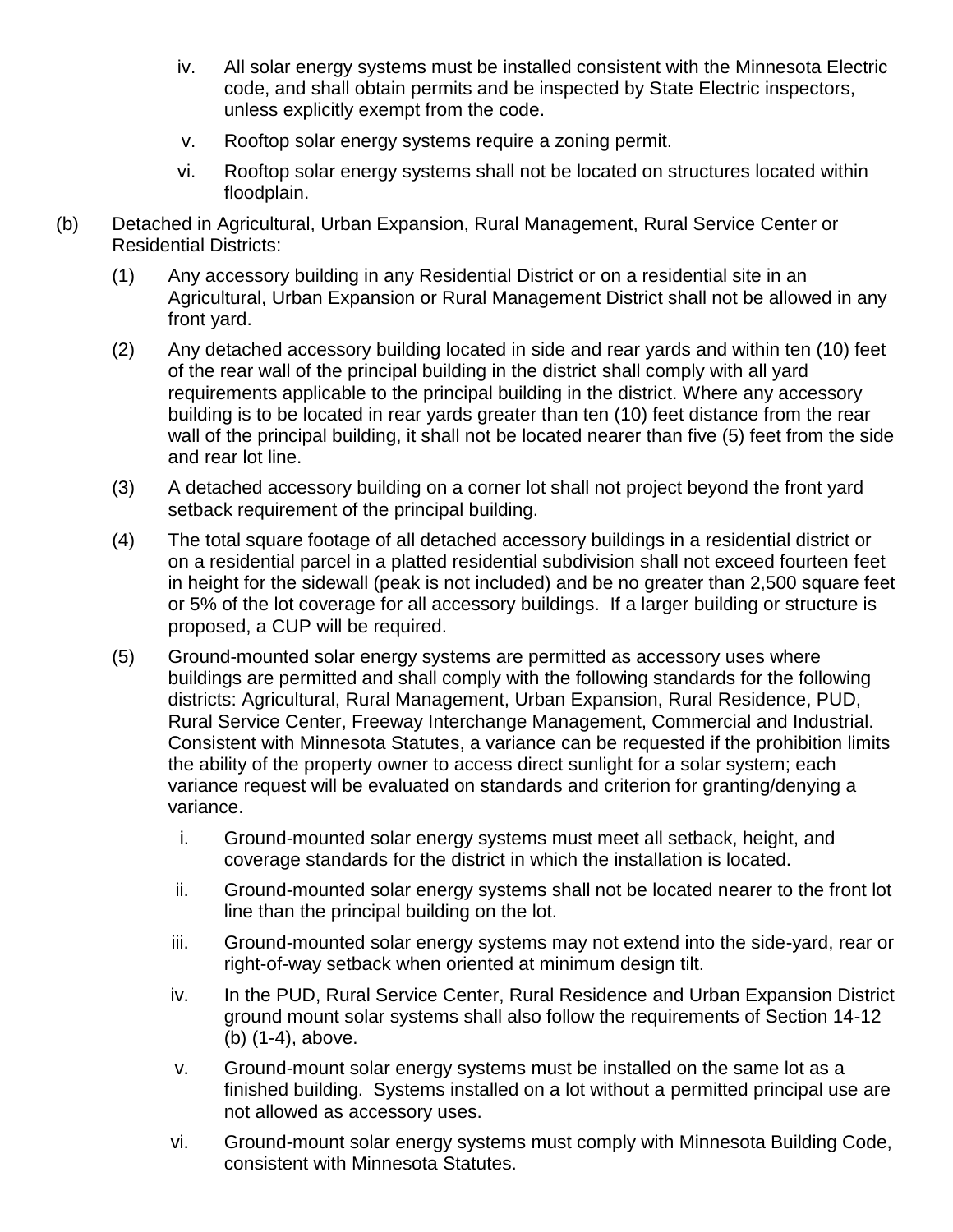iv. All solar energy systems must be installed consistent with the Minnesota Electric code, and shall obtain permits and be inspected by State Electric inspectors, unless explicitly exempt from the code.

v. Rooftop solar energy systems require a zoning permit.

vi. Rooftop solar energy systems shall not be located on structures located within floodplain.

(b) Detached in Agricultural, Urban Expansion, Rural Management, Rural Service Center or Residential Districts:

(1) Any accessory building in any Residential District or on a residential site in an Agricultural, Urban Expansion or Rural Management District shall not be allowed in any front yard.

(2) Any detached accessory building located in side and rear yards and within ten (10) feet of the rear wall of the principal building in the district shall comply with all yard requirements applicable to the principal building in the district. Where any accessory building is to be located in rear yards greater than ten (10) feet distance from the rear wall of the principal building, it shall not be located nearer than five (5) feet from the side and rear lot line.

(3) A detached accessory building on a corner lot shall not project beyond the front yard setback requirement of the principal building.

(4) The total square footage of all detached accessory buildings in a residential district or on a residential parcel in a platted residential subdivision shall not exceed fourteen feet in height for the sidewall (peak is not included) and be no greater than 2,500 square feet or 5% of the lot coverage for all accessory buildings. If a larger building or structure is proposed, a CUP will be required.

(5) Ground-mounted solar energy systems are permitted as accessory uses where buildings are permitted and shall comply with the following standards for the following districts: Agricultural, Rural Management, Urban Expansion, Rural Residence, PUD, Rural Service Center, Freeway Interchange Management, Commercial and Industrial. Consistent with Minnesota Statutes, a variance can be requested if the prohibition limits the ability of the property owner to access direct sunlight for a solar system; each variance request will be evaluated on standards and criterion for granting/denying a variance.

i. Ground-mounted solar energy systems must meet all setback, height, and coverage standards for the district in which the installation is located.

ii. Ground-mounted solar energy systems shall not be located nearer to the front lot line than the principal building on the lot.

iii. Ground-mounted solar energy systems may not extend into the side-yard, rear or right-of-way setback when oriented at minimum design tilt.

iv. In the PUD, Rural Service Center, Rural Residence and Urban Expansion District ground mount solar systems shall also follow the requirements of Section 14-12 (b) (1-4), above.

v. Ground-mount solar energy systems must be installed on the same lot as a finished building. Systems installed on a lot without a permitted principal use are not allowed as accessory uses.

vi. Ground-mount solar energy systems must comply with Minnesota Building Code, consistent with Minnesota Statutes.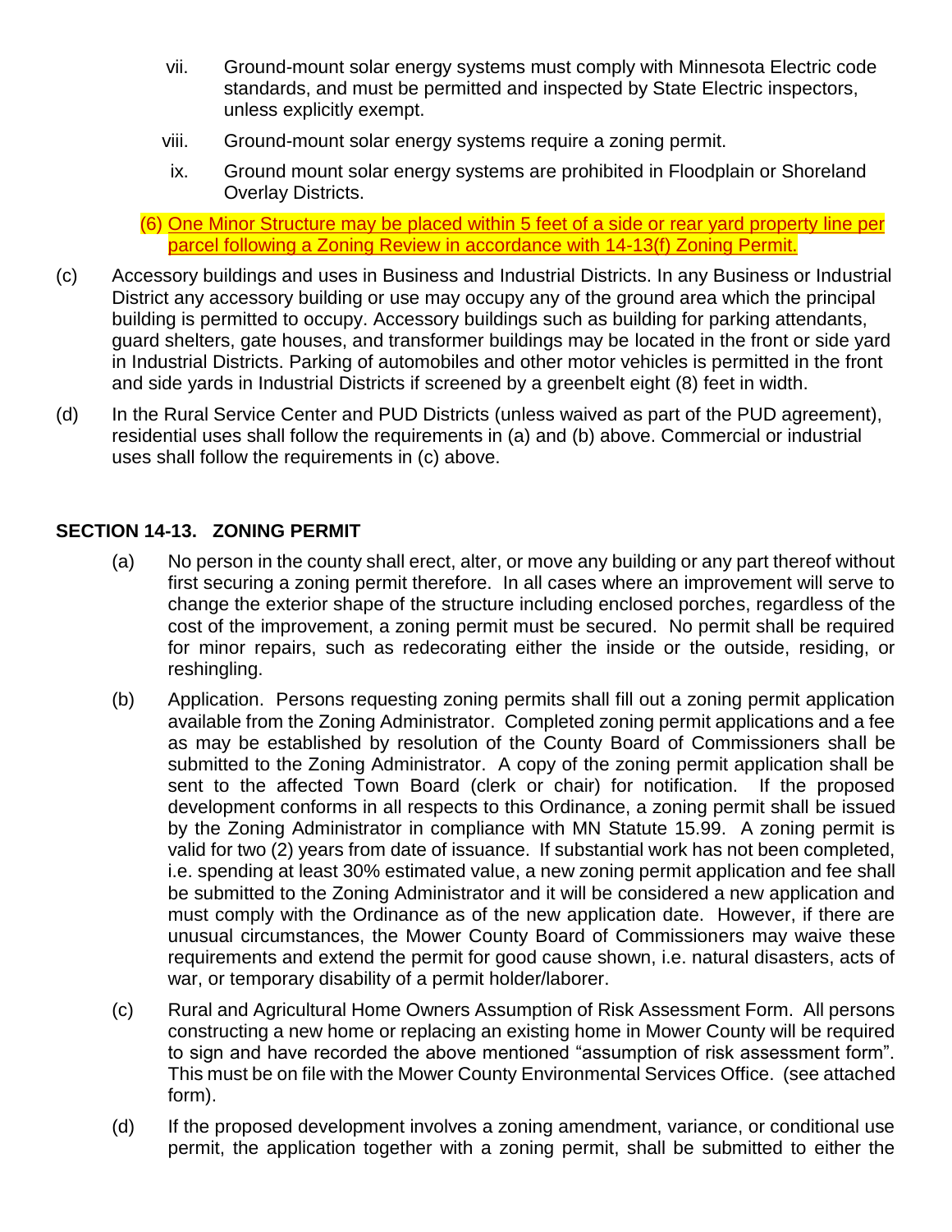vii. Ground-mount solar energy systems must comply with Minnesota Electric code standards, and must be permitted and inspected by State Electric inspectors, unless explicitly exempt.

viii. Ground-mount solar energy systems require a zoning permit.

ix. Ground mount solar energy systems are prohibited in Floodplain or Shoreland Overlay Districts.

(6) One Minor Structure may be placed within 5 feet of a side or rear yard property line per parcel following a Zoning Review in accordance with 14-13(f) Zoning Permit.

(c) Accessory buildings and uses in Business and Industrial Districts. In any Business or Industrial District any accessory building or use may occupy any of the ground area which the principal building is permitted to occupy. Accessory buildings such as building for parking attendants, guard shelters, gate houses, and transformer buildings may be located in the front or side yard in Industrial Districts. Parking of automobiles and other motor vehicles is permitted in the front and side yards in Industrial Districts if screened by a greenbelt eight (8) feet in width.

(d) In the Rural Service Center and PUD Districts (unless waived as part of the PUD agreement), residential uses shall follow the requirements in (a) and (b) above. Commercial or industrial uses shall follow the requirements in (c) above.

## SECTION 14-13. ZONING PERMIT

(a) No person in the county shall erect, alter, or move any building or any part thereof without first securing a zoning permit therefore. In all cases where an improvement will serve to change the exterior shape of the structure including enclosed porches, regardless of the cost of the improvement, a zoning permit must be secured. No permit shall be required for minor repairs, such as redecorating either the inside or the outside, residing, or reshingling.

(b) Application. Persons requesting zoning permits shall fill out a zoning permit application available from the Zoning Administrator. Completed zoning permit applications and a fee as may be established by resolution of the County Board of Commissioners shall be submitted to the Zoning Administrator. A copy of the zoning permit application shall be sent to the affected Town Board (clerk or chair) for notification. If the proposed development conforms in all respects to this Ordinance, a zoning permit shall be issued by the Zoning Administrator in compliance with MN Statute 15.99. A zoning permit is valid for two (2) years from date of issuance. If substantial work has not been completed, i.e. spending at least 30% estimated value, a new zoning permit application and fee shall be submitted to the Zoning Administrator and it will be considered a new application and must comply with the Ordinance as of the new application date. However, if there are unusual circumstances, the Mower County Board of Commissioners may waive these requirements and extend the permit for good cause shown, i.e. natural disasters, acts of war, or temporary disability of a permit holder/laborer.

(c) Rural and Agricultural Home Owners Assumption of Risk Assessment Form. All persons constructing a new home or replacing an existing home in Mower County will be required to sign and have recorded the above mentioned "assumption of risk assessment form". This must be on file with the Mower County Environmental Services Office. (see attached form).

(d) If the proposed development involves a zoning amendment, variance, or conditional use permit, the application together with a zoning permit, shall be submitted to either the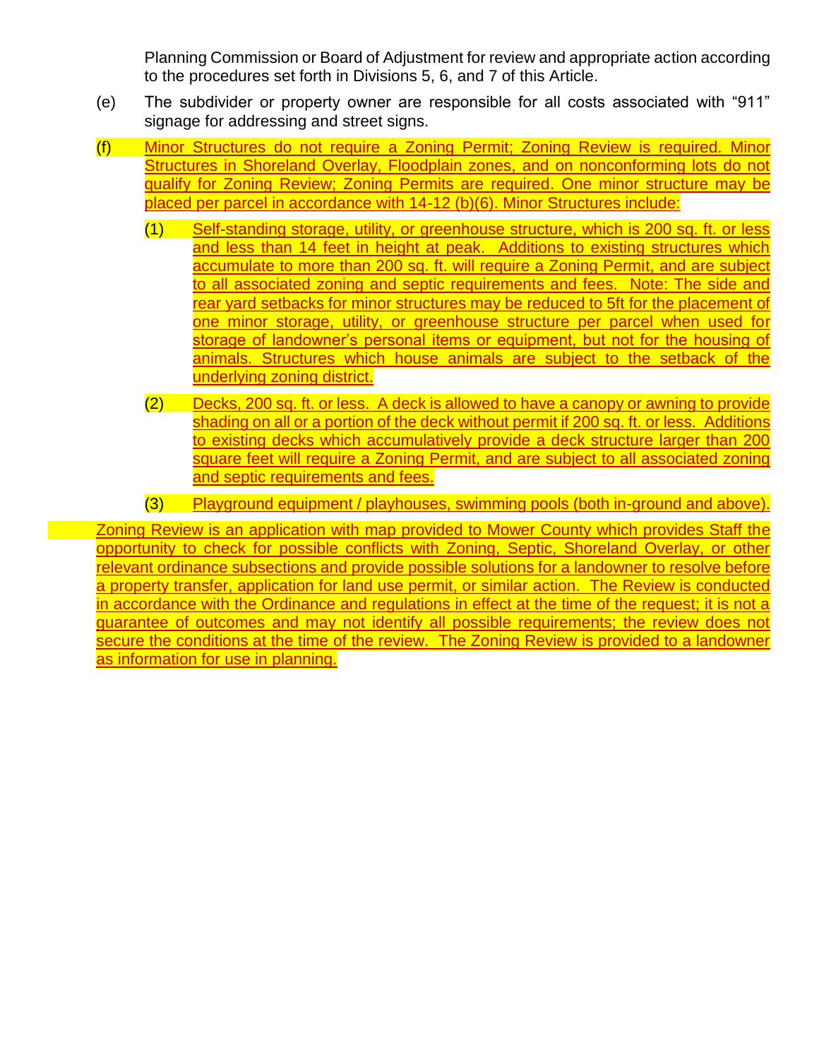Planning Commission or Board of Adjustment for review and appropriate action according to the procedures set forth in Divisions 5, 6, and 7 of this Article.

(e) The subdivider or property owner are responsible for all costs associated with "911" signage for addressing and street signs.

(f) Minor Structures do not require a Zoning Permit; Zoning Review is required. Minor Structures in Shoreland Overlay, Floodplain zones, and on nonconforming lots do not qualify for Zoning Review; Zoning Permits are required. One minor structure may be placed per parcel in accordance with 14-12 (b)(6). Minor Structures include:

(1) Self-standing storage, utility, or greenhouse structure, which is 200 sq. ft. or less and less than 14 feet in height at peak. Additions to existing structures which accumulate to more than 200 sq. ft. will require a Zoning Permit, and are subject to all associated zoning and septic requirements and fees. Note: The side and rear yard setbacks for minor structures may be reduced to 5ft for the placement of one minor storage, utility, or greenhouse structure per parcel when used for storage of landowner's personal items or equipment, but not for the housing of animals. Structures which house animals are subject to the setback of the underlying zoning district.

(2) Decks, 200 sq. ft. or less. A deck is allowed to have a canopy or awning to provide shading on all or a portion of the deck without permit if 200 sq. ft. or less. Additions to existing decks which accumulatively provide a deck structure larger than 200 square feet will require a Zoning Permit, and are subject to all associated zoning and septic requirements and fees.

(3) Playground equipment / playhouses, swimming pools (both in-ground and above).

Zoning Review is an application with map provided to Mower County which provides Staff the opportunity to check for possible conflicts with Zoning, Septic, Shoreland Overlay, or other relevant ordinance subsections and provide possible solutions for a landowner to resolve before a property transfer, application for land use permit, or similar action. The Review is conducted in accordance with the Ordinance and regulations in effect at the time of the request; it is not a guarantee of outcomes and may not identify all possible requirements; the review does not secure the conditions at the time of the review. The Zoning Review is provided to a landowner as information for use in planning.